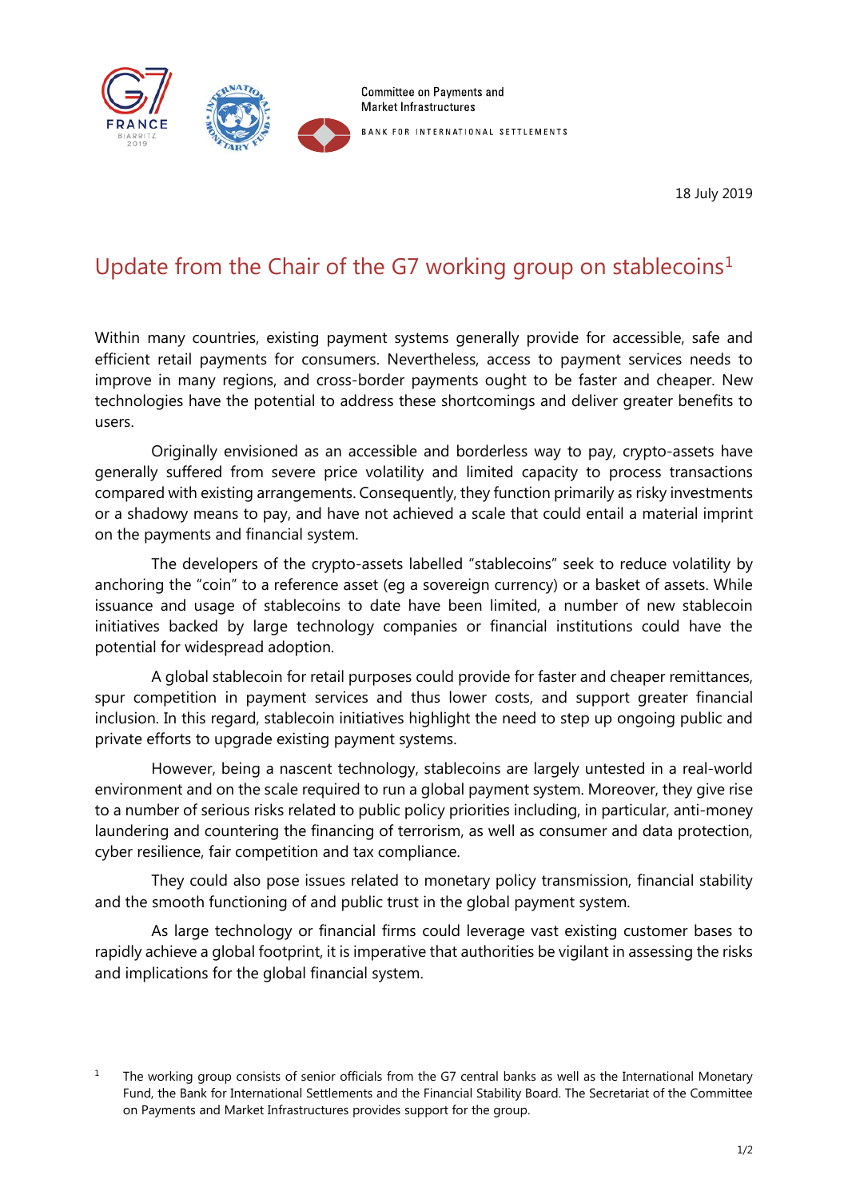Committee on Payments and Market Infrastructures

BANK FOR INTERNATIONAL SETTLEMENTS

18 July 2019

# Update from the Chair of the G7 working group on stablecoins[1]

Within many countries, existing payment systems generally provide for accessible, safe and efficient retail payments for consumers. Nevertheless, access to payment services needs to improve in many regions, and cross-border payments ought to be faster and cheaper. New technologies have the potential to address these shortcomings and deliver greater benefits to users.

Originally envisioned as an accessible and borderless way to pay, crypto-assets have generally suffered from severe price volatility and limited capacity to process transactions compared with existing arrangements. Consequently, they function primarily as risky investments or a shadowy means to pay, and have not achieved a scale that could entail a material imprint on the payments and financial system.

The developers of the crypto-assets labelled "stablecoins" seek to reduce volatility by anchoring the "coin" to a reference asset (eg a sovereign currency) or a basket of assets. While issuance and usage of stablecoins to date have been limited, a number of new stablecoin initiatives backed by large technology companies or financial institutions could have the potential for widespread adoption.

A global stablecoin for retail purposes could provide for faster and cheaper remittances, spur competition in payment services and thus lower costs, and support greater financial inclusion. In this regard, stablecoin initiatives highlight the need to step up ongoing public and private efforts to upgrade existing payment systems.

However, being a nascent technology, stablecoins are largely untested in a real-world environment and on the scale required to run a global payment system. Moreover, they give rise to a number of serious risks related to public policy priorities including, in particular, anti-money laundering and countering the financing of terrorism, as well as consumer and data protection, cyber resilience, fair competition and tax compliance.

They could also pose issues related to monetary policy transmission, financial stability and the smooth functioning of and public trust in the global payment system.

As large technology or financial firms could leverage vast existing customer bases to rapidly achieve a global footprint, it is imperative that authorities be vigilant in assessing the risks and implications for the global financial system.

[1] The working group consists of senior officials from the G7 central banks as well as the International Monetary Fund, the Bank for International Settlements and the Financial Stability Board. The Secretariat of the Committee on Payments and Market Infrastructures provides support for the group.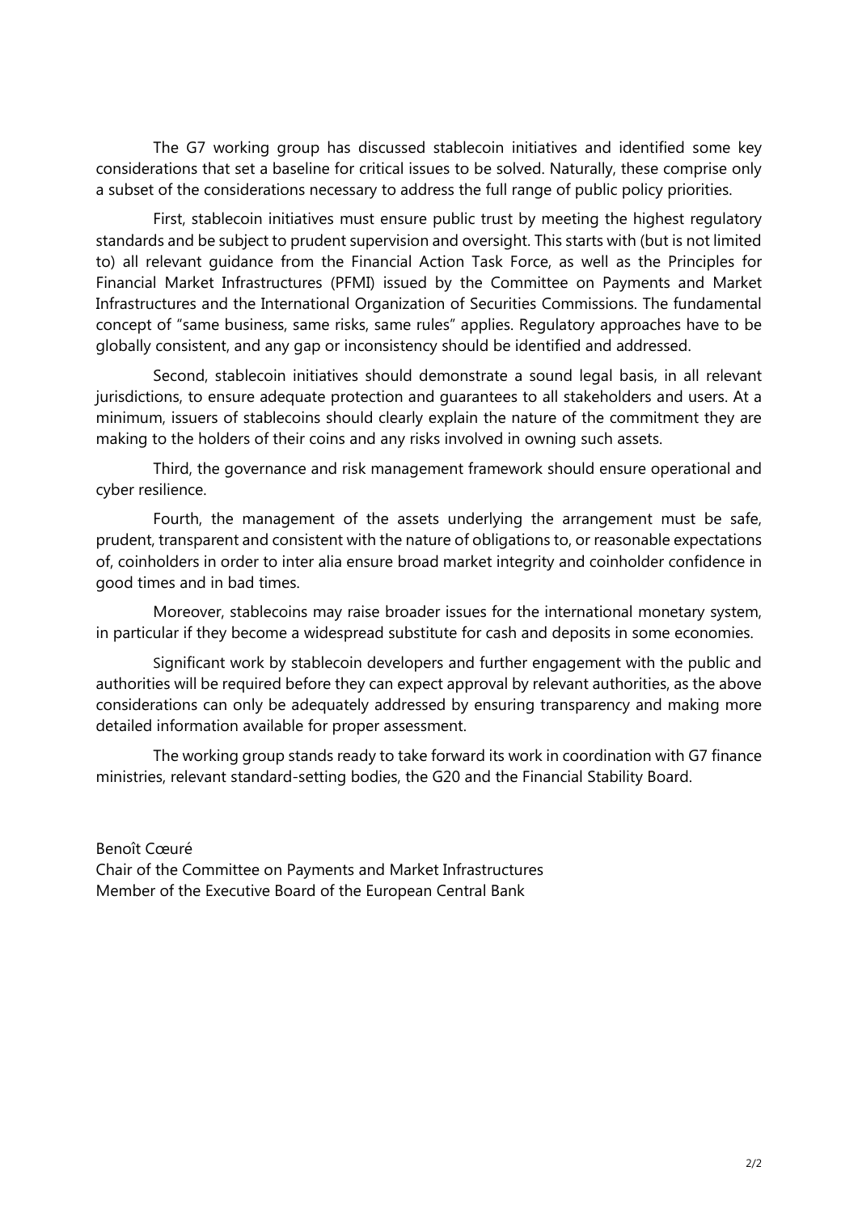The G7 working group has discussed stablecoin initiatives and identified some key considerations that set a baseline for critical issues to be solved. Naturally, these comprise only a subset of the considerations necessary to address the full range of public policy priorities.

First, stablecoin initiatives must ensure public trust by meeting the highest regulatory standards and be subject to prudent supervision and oversight. This starts with (but is not limited to) all relevant guidance from the Financial Action Task Force, as well as the Principles for Financial Market Infrastructures (PFMI) issued by the Committee on Payments and Market Infrastructures and the International Organization of Securities Commissions. The fundamental concept of "same business, same risks, same rules" applies. Regulatory approaches have to be globally consistent, and any gap or inconsistency should be identified and addressed.

Second, stablecoin initiatives should demonstrate a sound legal basis, in all relevant jurisdictions, to ensure adequate protection and guarantees to all stakeholders and users. At a minimum, issuers of stablecoins should clearly explain the nature of the commitment they are making to the holders of their coins and any risks involved in owning such assets.

Third, the governance and risk management framework should ensure operational and cyber resilience.

Fourth, the management of the assets underlying the arrangement must be safe, prudent, transparent and consistent with the nature of obligations to, or reasonable expectations of, coinholders in order to inter alia ensure broad market integrity and coinholder confidence in good times and in bad times.

Moreover, stablecoins may raise broader issues for the international monetary system, in particular if they become a widespread substitute for cash and deposits in some economies.

Significant work by stablecoin developers and further engagement with the public and authorities will be required before they can expect approval by relevant authorities, as the above considerations can only be adequately addressed by ensuring transparency and making more detailed information available for proper assessment.

The working group stands ready to take forward its work in coordination with G7 finance ministries, relevant standard-setting bodies, the G20 and the Financial Stability Board.

Benoît Cœuré
Chair of the Committee on Payments and Market Infrastructures
Member of the Executive Board of the European Central Bank